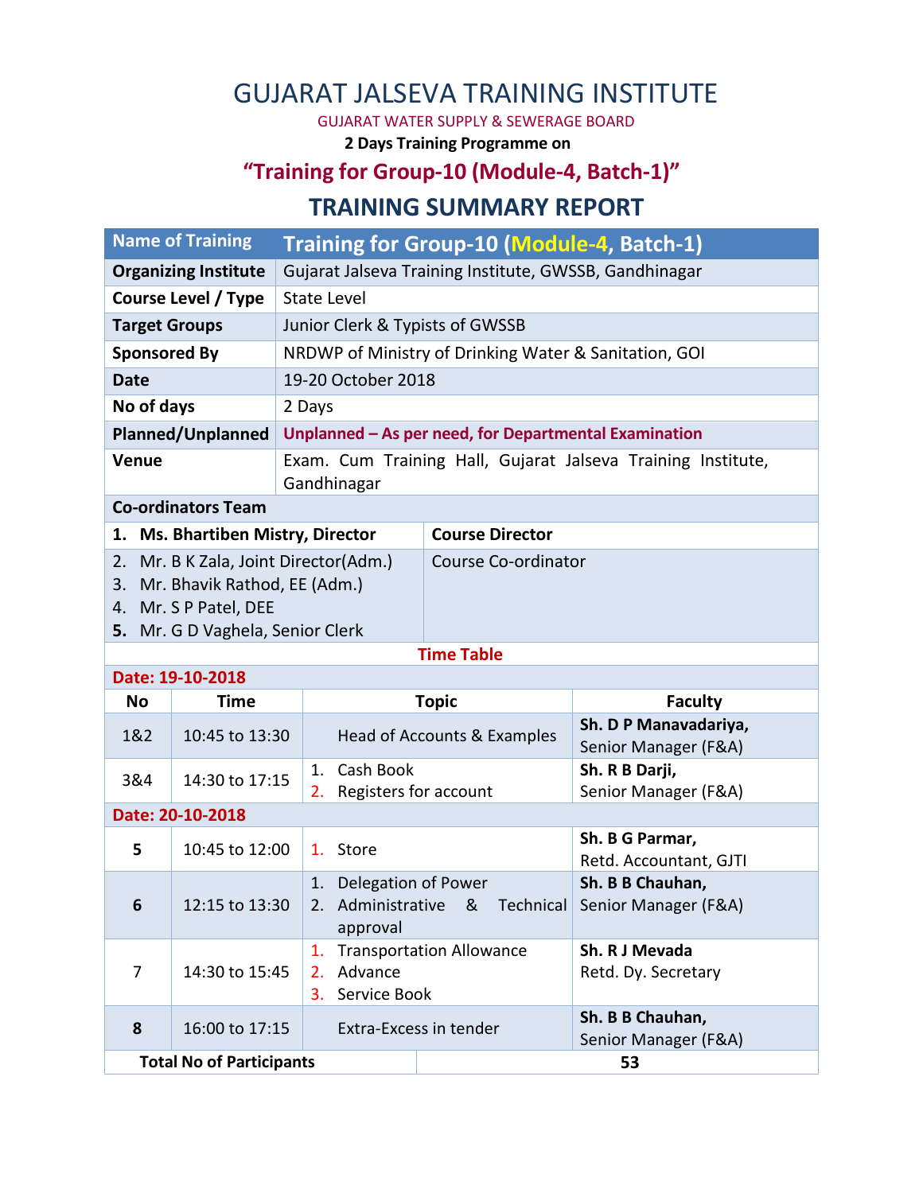# GUJARAT JALSEVA TRAINING INSTITUTE

GUJARAT WATER SUPPLY & SEWERAGE BOARD

**2 Days Training Programme on**

## "Training for Group-10 (Module-4, Batch-1)"

## TRAINING SUMMARY REPORT

| Name of Training | Training for Group-10 (Module-4, Batch-1) |
|---|---|
| **Organizing Institute** | Gujarat Jalseva Training Institute, GWSSB, Gandhinagar |
| **Course Level / Type** | State Level |
| **Target Groups** | Junior Clerk & Typists of GWSSB |
| **Sponsored By** | NRDWP of Ministry of Drinking Water & Sanitation, GOI |
| **Date** | 19-20 October 2018 |
| **No of days** | 2 Days |
| **Planned/Unplanned** | **Unplanned – As per need, for Departmental Examination** |
| **Venue** | Exam. Cum Training Hall, Gujarat Jalseva Training Institute, Gandhinagar |

**Co-ordinators Team**

| | |
|---|---|
| **1. Ms. Bhartiben Mistry, Director** | **Course Director** |
| 2. Mr. B K Zala, Joint Director(Adm.)<br>3. Mr. Bhavik Rathod, EE (Adm.)<br>4. Mr. S P Patel, DEE<br>5. Mr. G D Vaghela, Senior Clerk | Course Co-ordinator |

**Time Table**

**Date: 19-10-2018**

| No | Time | Topic | Faculty |
|---|---|---|---|
| 1&2 | 10:45 to 13:30 | Head of Accounts & Examples | **Sh. D P Manavadariya,** Senior Manager (F&A) |
| 3&4 | 14:30 to 17:15 | 1. Cash Book<br>2. Registers for account | **Sh. R B Darji,** Senior Manager (F&A) |

**Date: 20-10-2018**

| No | Time | Topic | Faculty |
|---|---|---|---|
| **5** | 10:45 to 12:00 | 1. Store | **Sh. B G Parmar,** Retd. Accountant, GJTI |
| **6** | 12:15 to 13:30 | 1. Delegation of Power<br>2. Administrative & Technical approval | **Sh. B B Chauhan,** Senior Manager (F&A) |
| 7 | 14:30 to 15:45 | 1. Transportation Allowance<br>2. Advance<br>3. Service Book | **Sh. R J Mevada** Retd. Dy. Secretary |
| **8** | 16:00 to 17:15 | Extra-Excess in tender | **Sh. B B Chauhan,** Senior Manager (F&A) |

| **Total No of Participants** | **53** |
|---|---|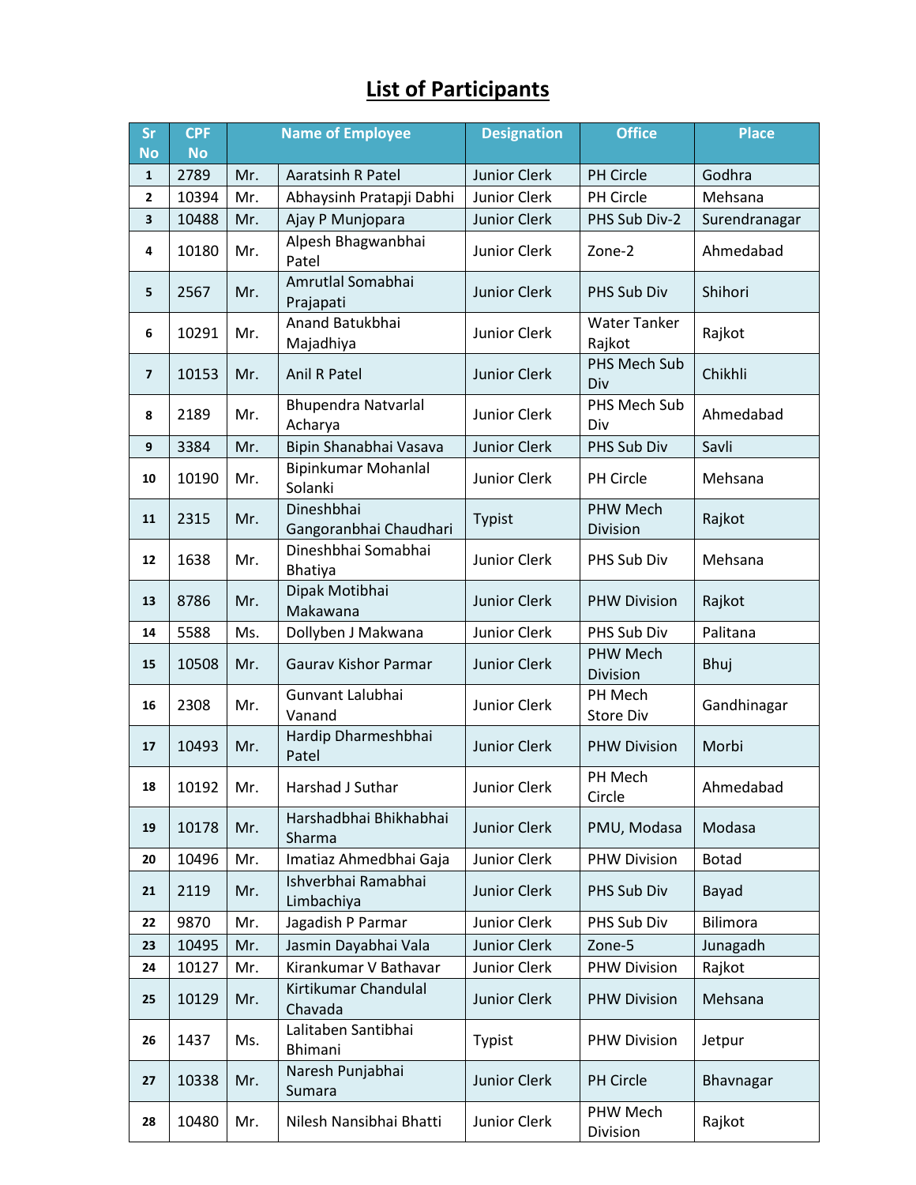# List of Participants

| Sr No | CPF No | Name of Employee | | Designation | Office | Place |
|---|---|---|---|---|---|---|
| 1 | 2789 | Mr. | Aaratsinh R Patel | Junior Clerk | PH Circle | Godhra |
| 2 | 10394 | Mr. | Abhaysinh Pratapji Dabhi | Junior Clerk | PH Circle | Mehsana |
| 3 | 10488 | Mr. | Ajay P Munjopara | Junior Clerk | PHS Sub Div-2 | Surendranagar |
| 4 | 10180 | Mr. | Alpesh Bhagwanbhai Patel | Junior Clerk | Zone-2 | Ahmedabad |
| 5 | 2567 | Mr. | Amrutlal Somabhai Prajapati | Junior Clerk | PHS Sub Div | Shihori |
| 6 | 10291 | Mr. | Anand Batukbhai Majadhiya | Junior Clerk | Water Tanker Rajkot | Rajkot |
| 7 | 10153 | Mr. | Anil R Patel | Junior Clerk | PHS Mech Sub Div | Chikhli |
| 8 | 2189 | Mr. | Bhupendra Natvarlal Acharya | Junior Clerk | PHS Mech Sub Div | Ahmedabad |
| 9 | 3384 | Mr. | Bipin Shanabhai Vasava | Junior Clerk | PHS Sub Div | Savli |
| 10 | 10190 | Mr. | Bipinkumar Mohanlal Solanki | Junior Clerk | PH Circle | Mehsana |
| 11 | 2315 | Mr. | Dineshbhai Gangoranbhai Chaudhari | Typist | PHW Mech Division | Rajkot |
| 12 | 1638 | Mr. | Dineshbhai Somabhai Bhatiya | Junior Clerk | PHS Sub Div | Mehsana |
| 13 | 8786 | Mr. | Dipak Motibhai Makawana | Junior Clerk | PHW Division | Rajkot |
| 14 | 5588 | Ms. | Dollyben J Makwana | Junior Clerk | PHS Sub Div | Palitana |
| 15 | 10508 | Mr. | Gaurav Kishor Parmar | Junior Clerk | PHW Mech Division | Bhuj |
| 16 | 2308 | Mr. | Gunvant Lalubhai Vanand | Junior Clerk | PH Mech Store Div | Gandhinagar |
| 17 | 10493 | Mr. | Hardip Dharmeshbhai Patel | Junior Clerk | PHW Division | Morbi |
| 18 | 10192 | Mr. | Harshad J Suthar | Junior Clerk | PH Mech Circle | Ahmedabad |
| 19 | 10178 | Mr. | Harshadbhai Bhikhabhai Sharma | Junior Clerk | PMU, Modasa | Modasa |
| 20 | 10496 | Mr. | Imatiaz Ahmedbhai Gaja | Junior Clerk | PHW Division | Botad |
| 21 | 2119 | Mr. | Ishverbhai Ramabhai Limbachiya | Junior Clerk | PHS Sub Div | Bayad |
| 22 | 9870 | Mr. | Jagadish P Parmar | Junior Clerk | PHS Sub Div | Bilimora |
| 23 | 10495 | Mr. | Jasmin Dayabhai Vala | Junior Clerk | Zone-5 | Junagadh |
| 24 | 10127 | Mr. | Kirankumar V Bathavar | Junior Clerk | PHW Division | Rajkot |
| 25 | 10129 | Mr. | Kirtikumar Chandulal Chavada | Junior Clerk | PHW Division | Mehsana |
| 26 | 1437 | Ms. | Lalitaben Santibhai Bhimani | Typist | PHW Division | Jetpur |
| 27 | 10338 | Mr. | Naresh Punjabhai Sumara | Junior Clerk | PH Circle | Bhavnagar |
| 28 | 10480 | Mr. | Nilesh Nansibhai Bhatti | Junior Clerk | PHW Mech Division | Rajkot |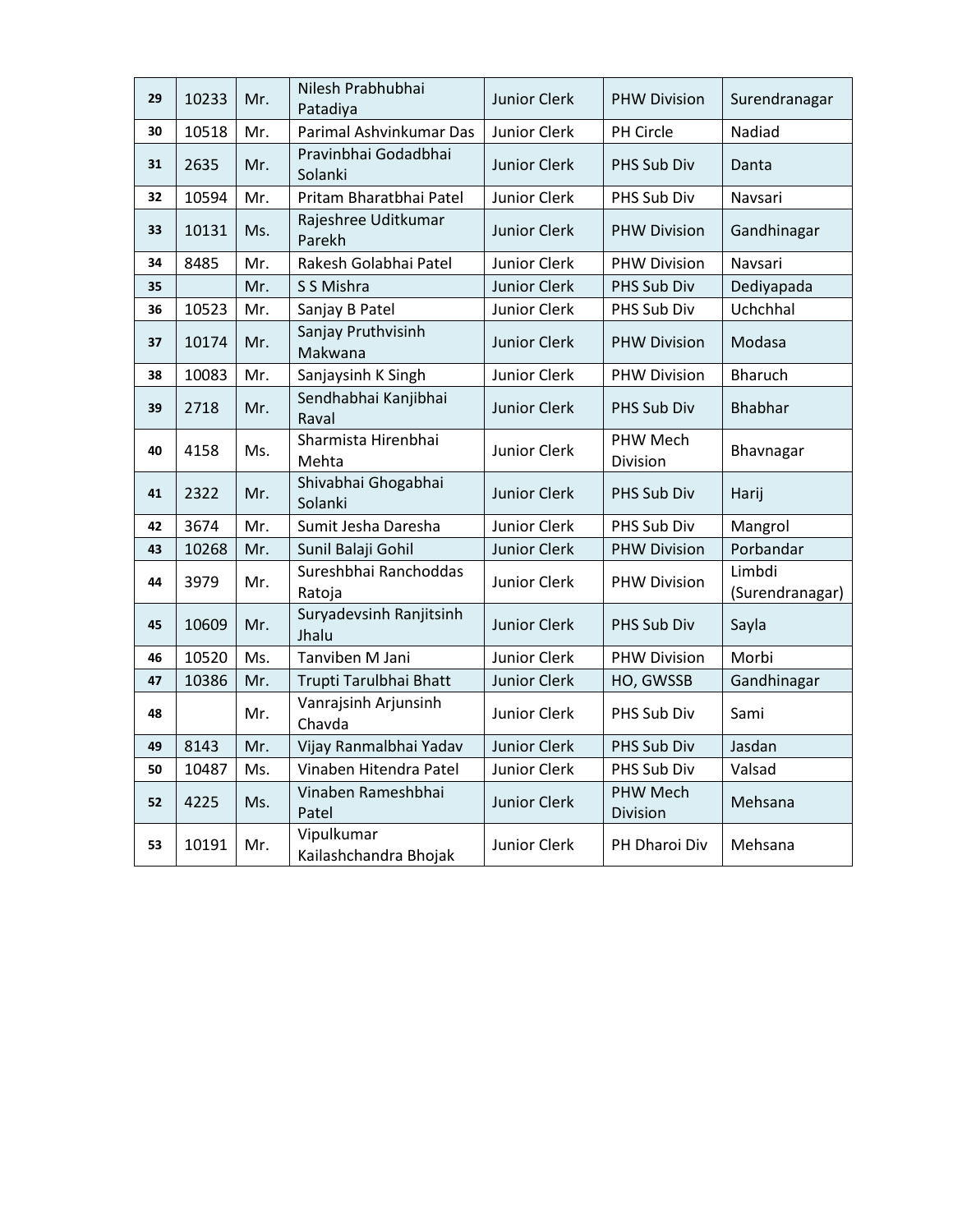| 29 | 10233 | Mr. | Nilesh Prabhubhai Patadiya | Junior Clerk | PHW Division | Surendranagar |
|---|---|---|---|---|---|---|
| 30 | 10518 | Mr. | Parimal Ashvinkumar Das | Junior Clerk | PH Circle | Nadiad |
| 31 | 2635 | Mr. | Pravinbhai Godadbhai Solanki | Junior Clerk | PHS Sub Div | Danta |
| 32 | 10594 | Mr. | Pritam Bharatbhai Patel | Junior Clerk | PHS Sub Div | Navsari |
| 33 | 10131 | Ms. | Rajeshree Uditkumar Parekh | Junior Clerk | PHW Division | Gandhinagar |
| 34 | 8485 | Mr. | Rakesh Golabhai Patel | Junior Clerk | PHW Division | Navsari |
| 35 | | Mr. | S S Mishra | Junior Clerk | PHS Sub Div | Dediyapada |
| 36 | 10523 | Mr. | Sanjay B Patel | Junior Clerk | PHS Sub Div | Uchchhal |
| 37 | 10174 | Mr. | Sanjay Pruthvisinh Makwana | Junior Clerk | PHW Division | Modasa |
| 38 | 10083 | Mr. | Sanjaysinh K Singh | Junior Clerk | PHW Division | Bharuch |
| 39 | 2718 | Mr. | Sendhabhai Kanjibhai Raval | Junior Clerk | PHS Sub Div | Bhabhar |
| 40 | 4158 | Ms. | Sharmista Hirenbhai Mehta | Junior Clerk | PHW Mech Division | Bhavnagar |
| 41 | 2322 | Mr. | Shivabhai Ghogabhai Solanki | Junior Clerk | PHS Sub Div | Harij |
| 42 | 3674 | Mr. | Sumit Jesha Daresha | Junior Clerk | PHS Sub Div | Mangrol |
| 43 | 10268 | Mr. | Sunil Balaji Gohil | Junior Clerk | PHW Division | Porbandar |
| 44 | 3979 | Mr. | Sureshbhai Ranchoddas Ratoja | Junior Clerk | PHW Division | Limbdi (Surendranagar) |
| 45 | 10609 | Mr. | Suryadevsinh Ranjitsinh Jhalu | Junior Clerk | PHS Sub Div | Sayla |
| 46 | 10520 | Ms. | Tanviben M Jani | Junior Clerk | PHW Division | Morbi |
| 47 | 10386 | Mr. | Trupti Tarulbhai Bhatt | Junior Clerk | HO, GWSSB | Gandhinagar |
| 48 | | Mr. | Vanrajsinh Arjunsinh Chavda | Junior Clerk | PHS Sub Div | Sami |
| 49 | 8143 | Mr. | Vijay Ranmalbhai Yadav | Junior Clerk | PHS Sub Div | Jasdan |
| 50 | 10487 | Ms. | Vinaben Hitendra Patel | Junior Clerk | PHS Sub Div | Valsad |
| 52 | 4225 | Ms. | Vinaben Rameshbhai Patel | Junior Clerk | PHW Mech Division | Mehsana |
| 53 | 10191 | Mr. | Vipulkumar Kailashchandra Bhojak | Junior Clerk | PH Dharoi Div | Mehsana |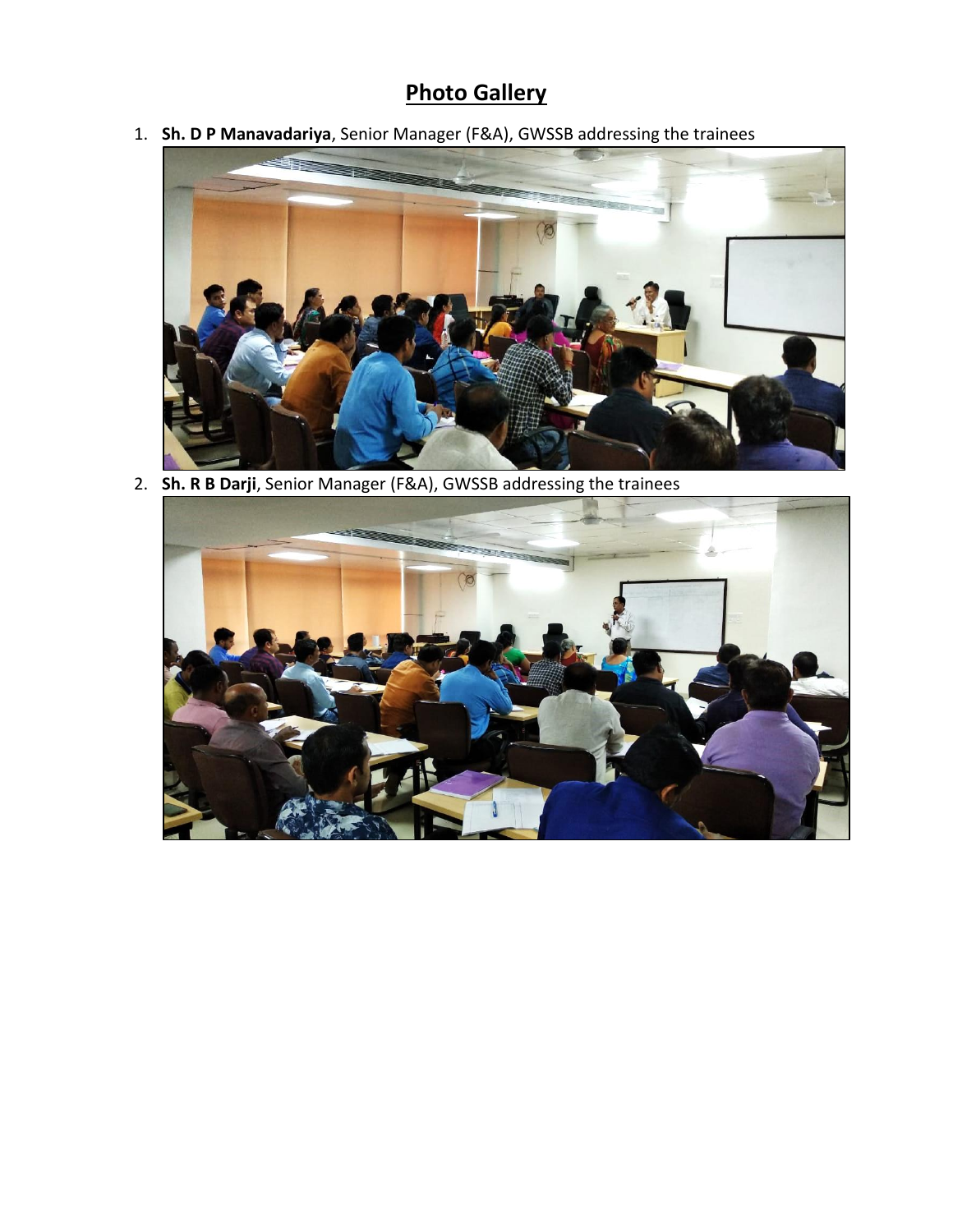# Photo Gallery

1. **Sh. D P Manavadariya**, Senior Manager (F&A), GWSSB addressing the trainees

2. **Sh. R B Darji**, Senior Manager (F&A), GWSSB addressing the trainees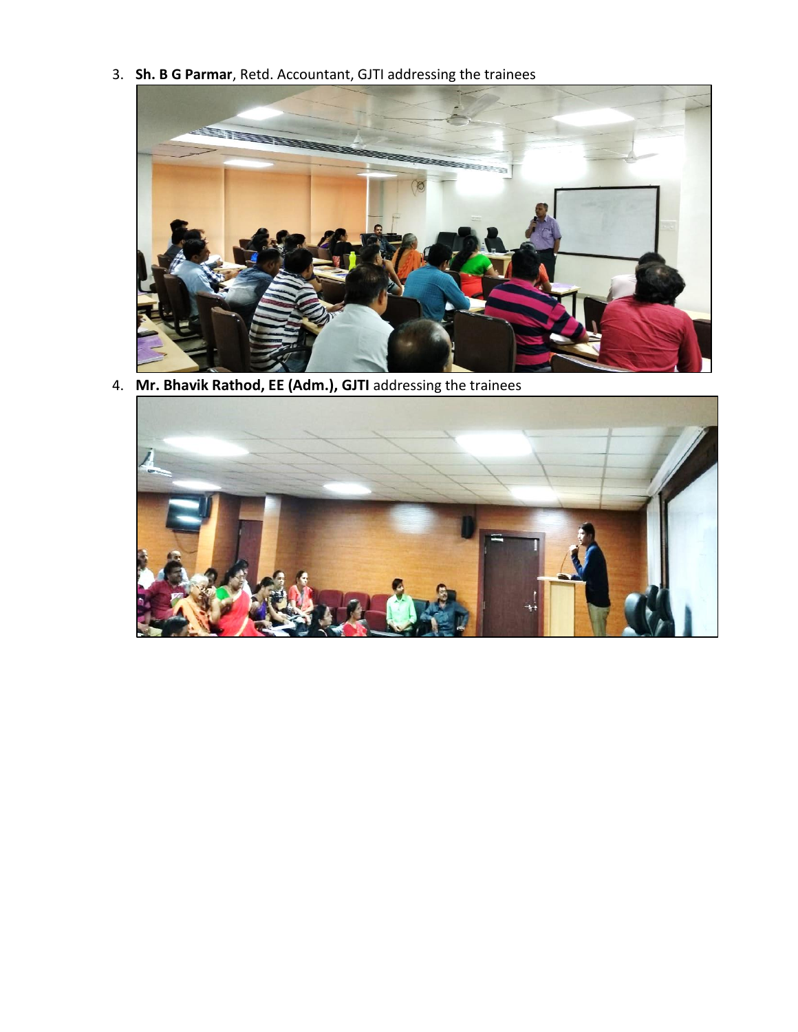3. **Sh. B G Parmar**, Retd. Accountant, GJTI addressing the trainees

4. **Mr. Bhavik Rathod, EE (Adm.), GJTI** addressing the trainees